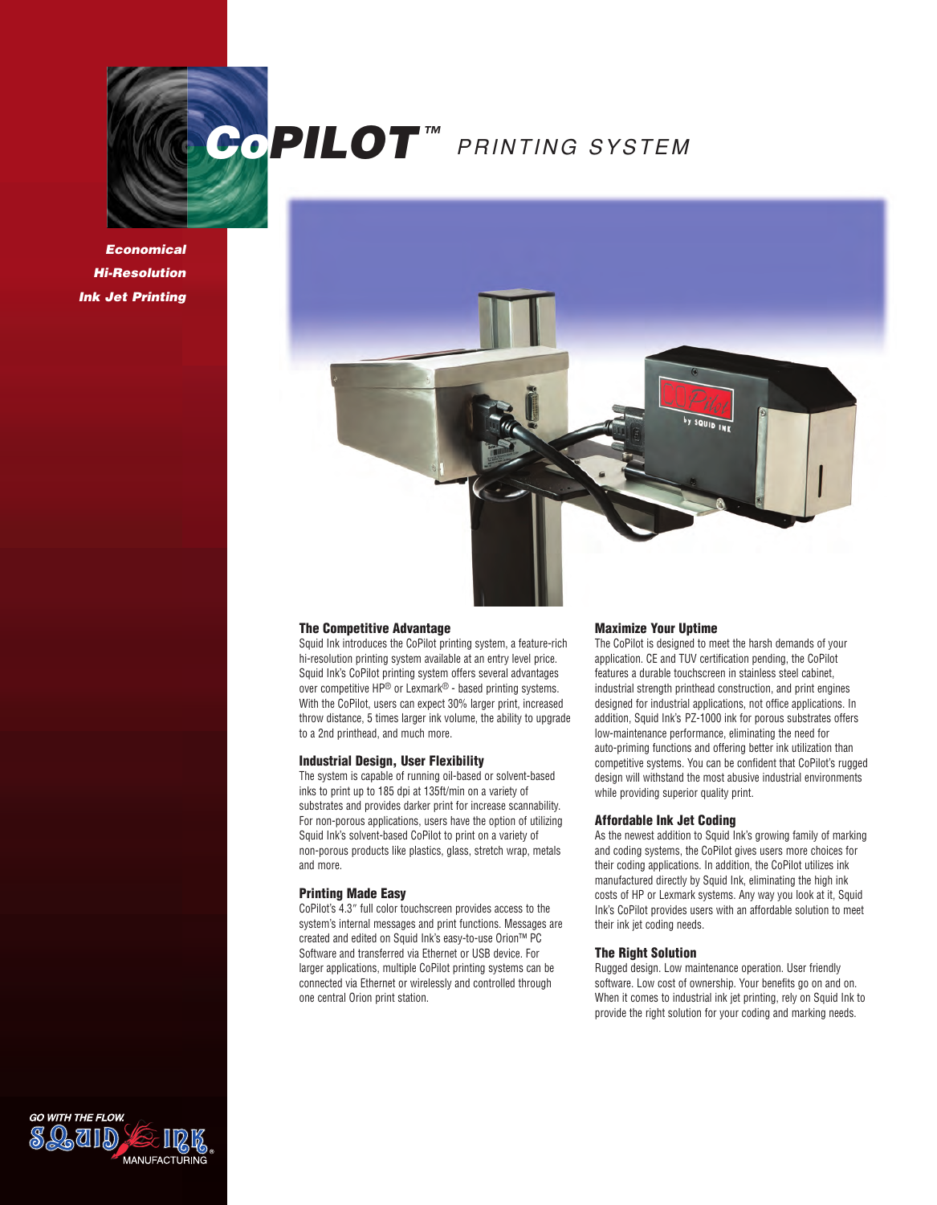# CoPILOT™ PRINTING SYSTEM

***Economical***
***Hi-Resolution***
***Ink Jet Printing***

### The Competitive Advantage

Squid Ink introduces the CoPilot printing system, a feature-rich hi-resolution printing system available at an entry level price. Squid Ink's CoPilot printing system offers several advantages over competitive HP® or Lexmark® - based printing systems. With the CoPilot, users can expect 30% larger print, increased throw distance, 5 times larger ink volume, the ability to upgrade to a 2nd printhead, and much more.

### Industrial Design, User Flexibility

The system is capable of running oil-based or solvent-based inks to print up to 185 dpi at 135ft/min on a variety of substrates and provides darker print for increase scannability. For non-porous applications, users have the option of utilizing Squid Ink's solvent-based CoPilot to print on a variety of non-porous products like plastics, glass, stretch wrap, metals and more.

### Printing Made Easy

CoPilot's 4.3" full color touchscreen provides access to the system's internal messages and print functions. Messages are created and edited on Squid Ink's easy-to-use Orion™ PC Software and transferred via Ethernet or USB device. For larger applications, multiple CoPilot printing systems can be connected via Ethernet or wirelessly and controlled through one central Orion print station.

### Maximize Your Uptime

The CoPilot is designed to meet the harsh demands of your application. CE and TUV certification pending, the CoPilot features a durable touchscreen in stainless steel cabinet, industrial strength printhead construction, and print engines designed for industrial applications, not office applications. In addition, Squid Ink's PZ-1000 ink for porous substrates offers low-maintenance performance, eliminating the need for auto-priming functions and offering better ink utilization than competitive systems. You can be confident that CoPilot's rugged design will withstand the most abusive industrial environments while providing superior quality print.

### Affordable Ink Jet Coding

As the newest addition to Squid Ink's growing family of marking and coding systems, the CoPilot gives users more choices for their coding applications. In addition, the CoPilot utilizes ink manufactured directly by Squid Ink, eliminating the high ink costs of HP or Lexmark systems. Any way you look at it, Squid Ink's CoPilot provides users with an affordable solution to meet their ink jet coding needs.

### The Right Solution

Rugged design. Low maintenance operation. User friendly software. Low cost of ownership. Your benefits go on and on. When it comes to industrial ink jet printing, rely on Squid Ink to provide the right solution for your coding and marking needs.

GO WITH THE FLOW.
SQUID INK® MANUFACTURING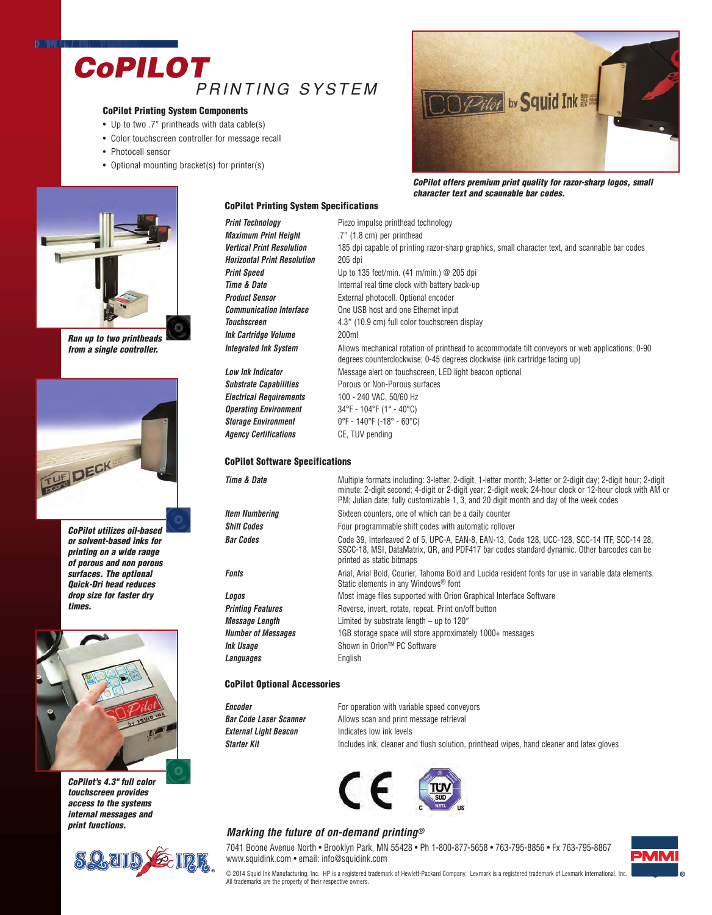# CoPILOT

## PRINTING SYSTEM

### CoPilot Printing System Components

- Up to two .7″ printheads with data cable(s)
- Color touchscreen controller for message recall
- Photocell sensor
- Optional mounting bracket(s) for printer(s)

*CoPilot offers premium print quality for razor-sharp logos, small character text and scannable bar codes.*

*Run up to two printheads from a single controller.*

*CoPilot utilizes oil-based or solvent-based inks for printing on a wide range of porous and non porous surfaces. The optional Quick-Dri head reduces drop size for faster dry times.*

*CoPilot's 4.3" full color touchscreen provides access to the systems internal messages and print functions.*

### CoPilot Printing System Specifications

| | |
|---|---|
| *Print Technology* | Piezo impulse printhead technology |
| *Maximum Print Height* | .7″ (1.8 cm) per printhead |
| *Vertical Print Resolution* | 185 dpi capable of printing razor-sharp graphics, small character text, and scannable bar codes |
| *Horizontal Print Resolution* | 205 dpi |
| *Print Speed* | Up to 135 feet/min. (41 m/min.) @ 205 dpi |
| *Time & Date* | Internal real time clock with battery back-up |
| *Product Sensor* | External photocell. Optional encoder |
| *Communication Interface* | One USB host and one Ethernet input |
| *Touchscreen* | 4.3″ (10.9 cm) full color touchscreen display |
| *Ink Cartridge Volume* | 200ml |
| *Integrated Ink System* | Allows mechanical rotation of printhead to accommodate tilt conveyors or web applications; 0-90 degrees counterclockwise; 0-45 degrees clockwise (ink cartridge facing up) |
| *Low Ink Indicator* | Message alert on touchscreen, LED light beacon optional |
| *Substrate Capabilities* | Porous or Non-Porous surfaces |
| *Electrical Requirements* | 100 - 240 VAC, 50/60 Hz |
| *Operating Environment* | 34°F - 104°F (1° - 40°C) |
| *Storage Environment* | 0°F - 140°F (-18° - 60°C) |
| *Agency Certifications* | CE, TUV pending |

### CoPilot Software Specifications

| | |
|---|---|
| *Time & Date* | Multiple formats including: 3-letter, 2-digit, 1-letter month; 3-letter or 2-digit day; 2-digit hour; 2-digit minute; 2-digit second; 4-digit or 2-digit year; 2-digit week; 24-hour clock or 12-hour clock with AM or PM; Julian date; fully customizable 1, 3, and 20 digit month and day of the week codes |
| *Item Numbering* | Sixteen counters, one of which can be a daily counter |
| *Shift Codes* | Four programmable shift codes with automatic rollover |
| *Bar Codes* | Code 39, Interleaved 2 of 5, UPC-A, EAN-8, EAN-13, Code 128, UCC-128, SCC-14 ITF, SCC-14 28, SSCC-18, MSI, DataMatrix, QR, and PDF417 bar codes standard dynamic. Other barcodes can be printed as static bitmaps |
| *Fonts* | Arial, Arial Bold, Courier, Tahoma Bold and Lucida resident fonts for use in variable data elements. Static elements in any Windows® font |
| *Logos* | Most image files supported with Orion Graphical Interface Software |
| *Printing Features* | Reverse, invert, rotate, repeat. Print on/off button |
| *Message Length* | Limited by substrate length – up to 120″ |
| *Number of Messages* | 1GB storage space will store approximately 1000+ messages |
| *Ink Usage* | Shown in Orion™ PC Software |
| *Languages* | English |

### CoPilot Optional Accessories

| | |
|---|---|
| *Encoder* | For operation with variable speed conveyors |
| *Bar Code Laser Scanner* | Allows scan and print message retrieval |
| *External Light Beacon* | Indicates low ink levels |
| *Starter Kit* | Includes ink, cleaner and flush solution, printhead wipes, hand cleaner and latex gloves |

*Marking the future of on-demand printing®*

7041 Boone Avenue North • Brooklyn Park, MN 55428 • Ph 1-800-877-5658 • 763-795-8856 • Fx 763-795-8867
www.squidink.com • email: info@squidink.com

© 2014 Squid Ink Manufacturing, Inc. HP is a registered trademark of Hewlett-Packard Company. Lexmark is a registered trademark of Lexmark International, Inc. All trademarks are the property of their respective owners.